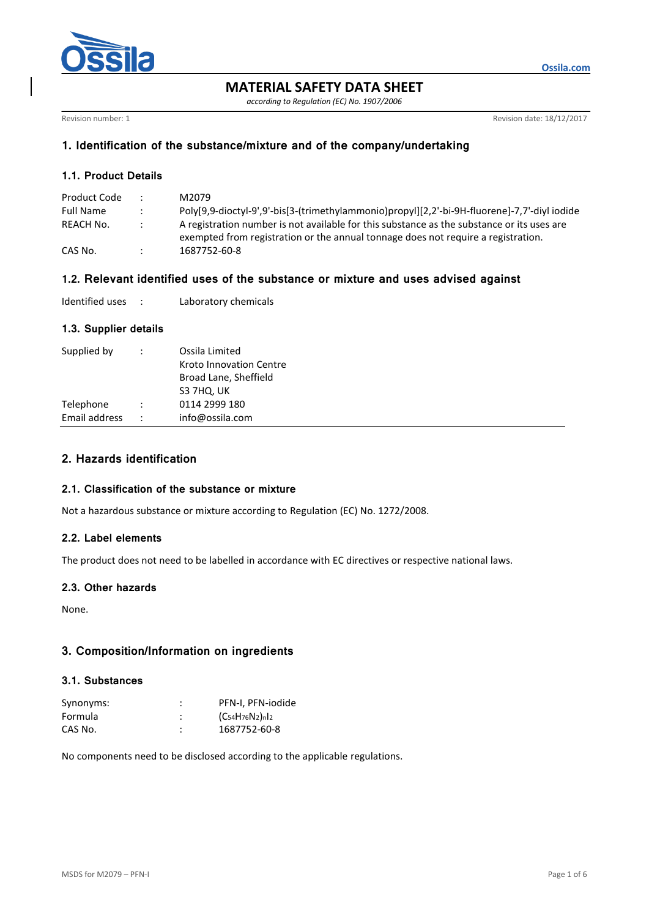# MATERIAL SAFETY DATA SHEET

*according to Regulation (EC) No. 1907/2006*

Revision number: 1 | Revision date: 18/12/2017

## 1. Identification of the substance/mixture and of the company/undertaking

### 1.1. Product Details

| | | |
|---|---|---|
| Product Code | : | M2079 |
| Full Name | : | Poly[9,9-dioctyl-9',9'-bis[3-(trimethylammonio)propyl][2,2'-bi-9H-fluorene]-7,7'-diyl iodide |
| REACH No. | : | A registration number is not available for this substance as the substance or its uses are exempted from registration or the annual tonnage does not require a registration. |
| CAS No. | : | 1687752-60-8 |

### 1.2. Relevant identified uses of the substance or mixture and uses advised against

| | | |
|---|---|---|
| Identified uses | : | Laboratory chemicals |

### 1.3. Supplier details

| | | |
|---|---|---|
| Supplied by | : | Ossila Limited<br>Kroto Innovation Centre<br>Broad Lane, Sheffield<br>S3 7HQ, UK |
| Telephone | : | 0114 2999 180 |
| Email address | : | info@ossila.com |

## 2. Hazards identification

### 2.1. Classification of the substance or mixture

Not a hazardous substance or mixture according to Regulation (EC) No. 1272/2008.

### 2.2. Label elements

The product does not need to be labelled in accordance with EC directives or respective national laws.

### 2.3. Other hazards

None.

## 3. Composition/Information on ingredients

### 3.1. Substances

| | | |
|---|---|---|
| Synonyms: | : | PFN-I, PFN-iodide |
| Formula | : | $(C_{54}H_{76}N_2)_nI_2$ |
| CAS No. | : | 1687752-60-8 |

No components need to be disclosed according to the applicable regulations.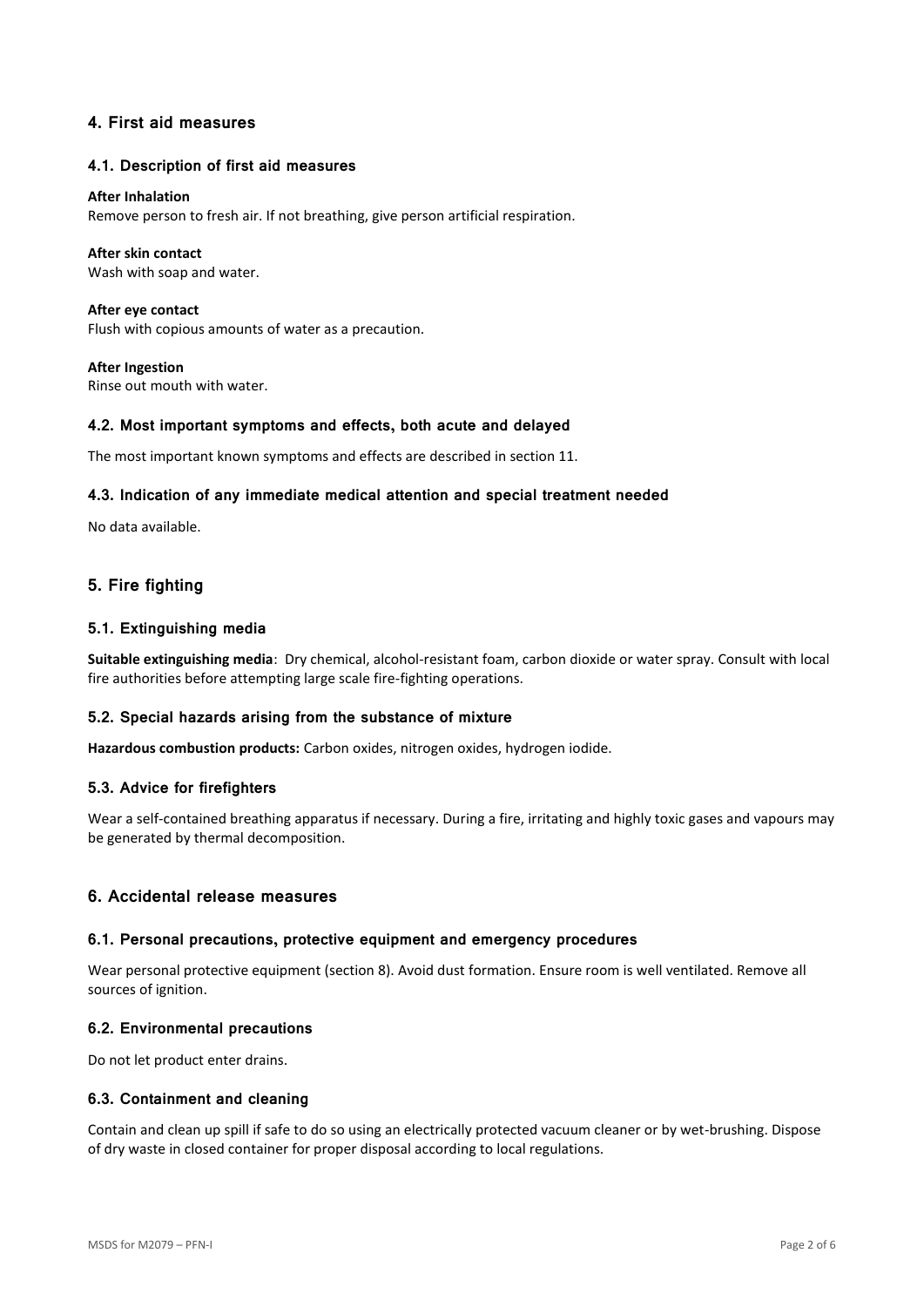## 4. First aid measures

### 4.1. Description of first aid measures

**After Inhalation**
Remove person to fresh air. If not breathing, give person artificial respiration.

**After skin contact**
Wash with soap and water.

**After eye contact**
Flush with copious amounts of water as a precaution.

**After Ingestion**
Rinse out mouth with water.

### 4.2. Most important symptoms and effects, both acute and delayed

The most important known symptoms and effects are described in section 11.

### 4.3. Indication of any immediate medical attention and special treatment needed

No data available.

## 5. Fire fighting

### 5.1. Extinguishing media

**Suitable extinguishing media**: Dry chemical, alcohol-resistant foam, carbon dioxide or water spray. Consult with local fire authorities before attempting large scale fire-fighting operations.

### 5.2. Special hazards arising from the substance of mixture

**Hazardous combustion products:** Carbon oxides, nitrogen oxides, hydrogen iodide.

### 5.3. Advice for firefighters

Wear a self-contained breathing apparatus if necessary. During a fire, irritating and highly toxic gases and vapours may be generated by thermal decomposition.

## 6. Accidental release measures

### 6.1. Personal precautions, protective equipment and emergency procedures

Wear personal protective equipment (section 8). Avoid dust formation. Ensure room is well ventilated. Remove all sources of ignition.

### 6.2. Environmental precautions

Do not let product enter drains.

### 6.3. Containment and cleaning

Contain and clean up spill if safe to do so using an electrically protected vacuum cleaner or by wet-brushing. Dispose of dry waste in closed container for proper disposal according to local regulations.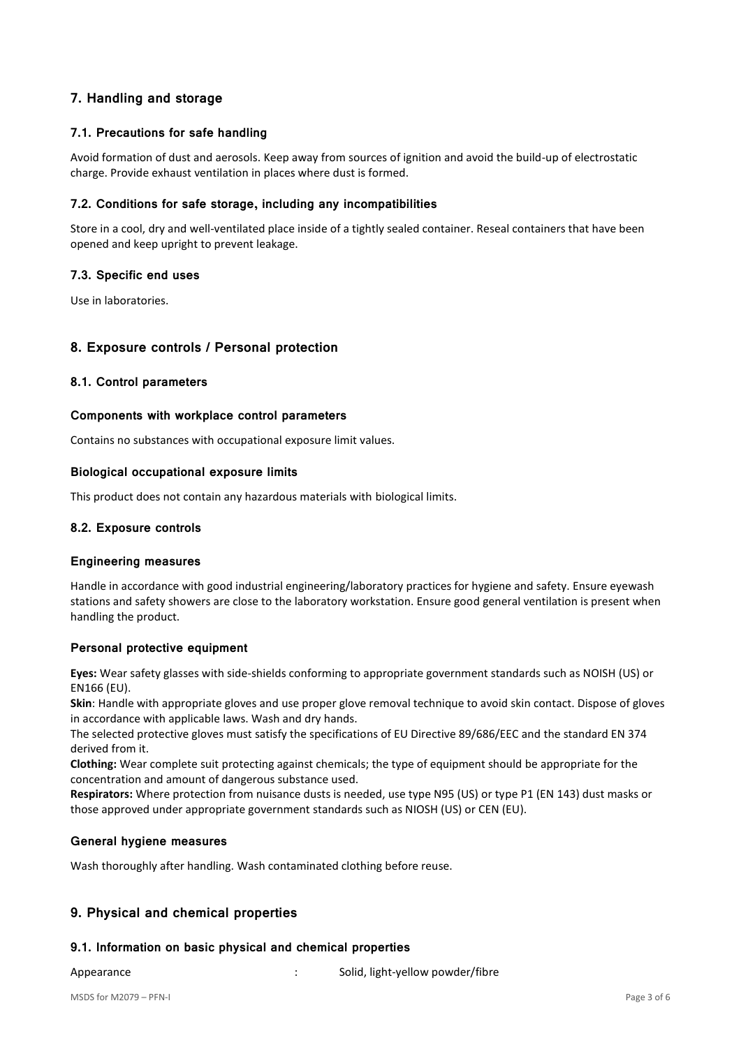## 7. Handling and storage

### 7.1. Precautions for safe handling

Avoid formation of dust and aerosols. Keep away from sources of ignition and avoid the build-up of electrostatic charge. Provide exhaust ventilation in places where dust is formed.

### 7.2. Conditions for safe storage, including any incompatibilities

Store in a cool, dry and well-ventilated place inside of a tightly sealed container. Reseal containers that have been opened and keep upright to prevent leakage.

### 7.3. Specific end uses

Use in laboratories.

## 8. Exposure controls / Personal protection

### 8.1. Control parameters

#### Components with workplace control parameters

Contains no substances with occupational exposure limit values.

#### Biological occupational exposure limits

This product does not contain any hazardous materials with biological limits.

### 8.2. Exposure controls

#### Engineering measures

Handle in accordance with good industrial engineering/laboratory practices for hygiene and safety. Ensure eyewash stations and safety showers are close to the laboratory workstation. Ensure good general ventilation is present when handling the product.

#### Personal protective equipment

**Eyes:** Wear safety glasses with side-shields conforming to appropriate government standards such as NOISH (US) or EN166 (EU).
**Skin**: Handle with appropriate gloves and use proper glove removal technique to avoid skin contact. Dispose of gloves in accordance with applicable laws. Wash and dry hands.
The selected protective gloves must satisfy the specifications of EU Directive 89/686/EEC and the standard EN 374 derived from it.
**Clothing:** Wear complete suit protecting against chemicals; the type of equipment should be appropriate for the concentration and amount of dangerous substance used.
**Respirators:** Where protection from nuisance dusts is needed, use type N95 (US) or type P1 (EN 143) dust masks or those approved under appropriate government standards such as NIOSH (US) or CEN (EU).

#### General hygiene measures

Wash thoroughly after handling. Wash contaminated clothing before reuse.

## 9. Physical and chemical properties

### 9.1. Information on basic physical and chemical properties

Appearance : Solid, light-yellow powder/fibre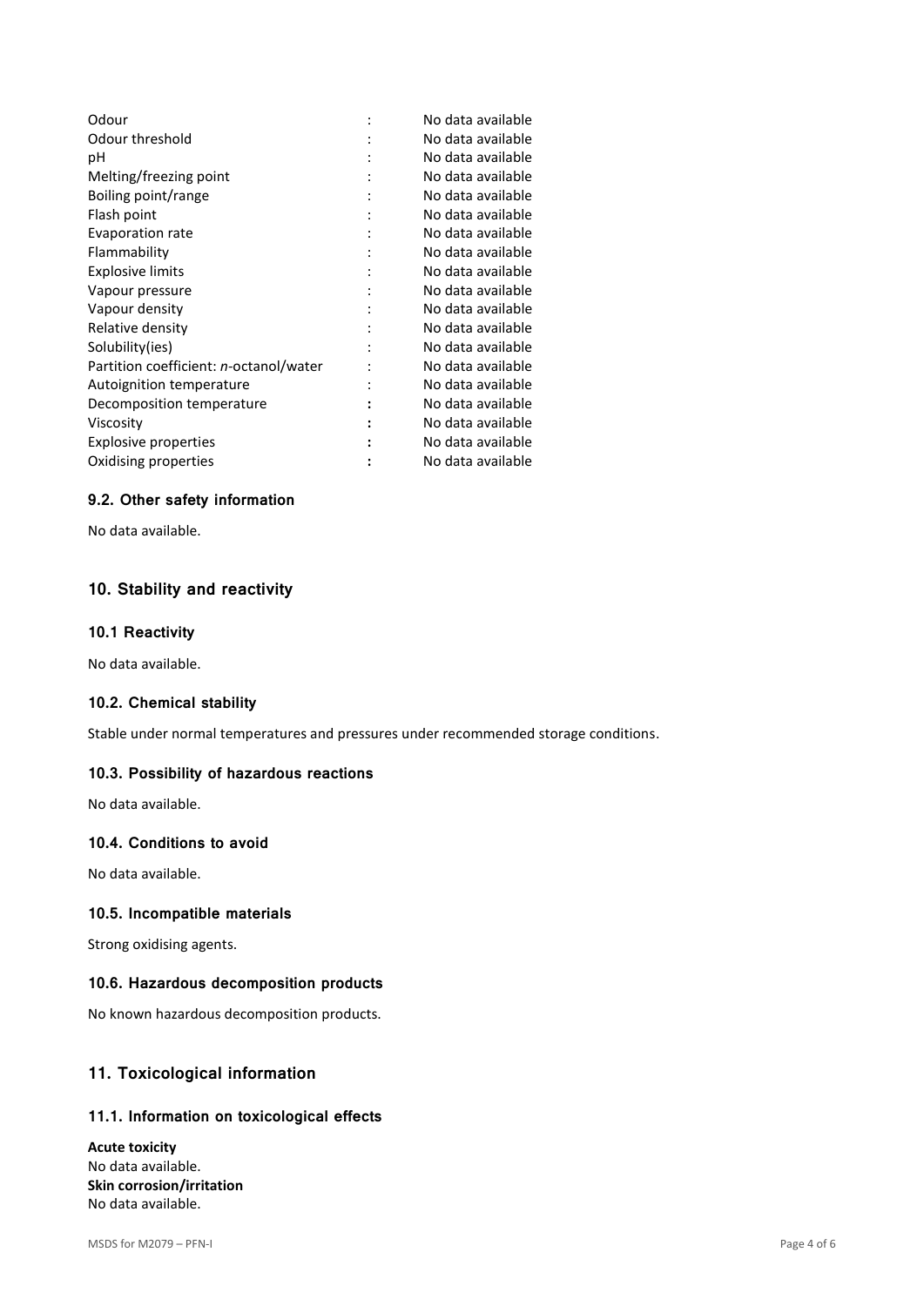| | | |
|---|---|---|
| Odour | : | No data available |
| Odour threshold | : | No data available |
| pH | : | No data available |
| Melting/freezing point | : | No data available |
| Boiling point/range | : | No data available |
| Flash point | : | No data available |
| Evaporation rate | : | No data available |
| Flammability | : | No data available |
| Explosive limits | : | No data available |
| Vapour pressure | : | No data available |
| Vapour density | : | No data available |
| Relative density | : | No data available |
| Solubility(ies) | : | No data available |
| Partition coefficient: *n*-octanol/water | : | No data available |
| Autoignition temperature | : | No data available |
| Decomposition temperature | : | No data available |
| Viscosity | : | No data available |
| Explosive properties | : | No data available |
| Oxidising properties | : | No data available |

### 9.2. Other safety information

No data available.

## 10. Stability and reactivity

### 10.1 Reactivity

No data available.

### 10.2. Chemical stability

Stable under normal temperatures and pressures under recommended storage conditions.

### 10.3. Possibility of hazardous reactions

No data available.

### 10.4. Conditions to avoid

No data available.

### 10.5. Incompatible materials

Strong oxidising agents.

### 10.6. Hazardous decomposition products

No known hazardous decomposition products.

## 11. Toxicological information

### 11.1. Information on toxicological effects

**Acute toxicity**
No data available.
**Skin corrosion/irritation**
No data available.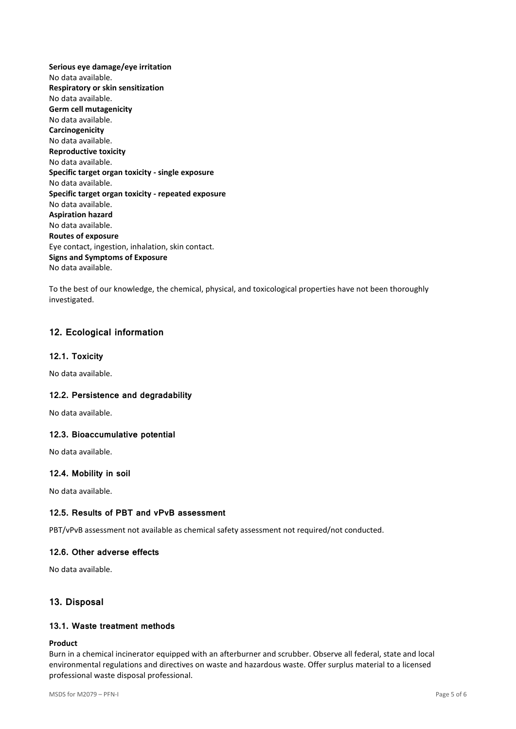**Serious eye damage/eye irritation**
No data available.
**Respiratory or skin sensitization**
No data available.
**Germ cell mutagenicity**
No data available.
**Carcinogenicity**
No data available.
**Reproductive toxicity**
No data available.
**Specific target organ toxicity - single exposure**
No data available.
**Specific target organ toxicity - repeated exposure**
No data available.
**Aspiration hazard**
No data available.
**Routes of exposure**
Eye contact, ingestion, inhalation, skin contact.
**Signs and Symptoms of Exposure**
No data available.

To the best of our knowledge, the chemical, physical, and toxicological properties have not been thoroughly investigated.

## 12. Ecological information

### 12.1. Toxicity

No data available.

### 12.2. Persistence and degradability

No data available.

### 12.3. Bioaccumulative potential

No data available.

### 12.4. Mobility in soil

No data available.

### 12.5. Results of PBT and vPvB assessment

PBT/vPvB assessment not available as chemical safety assessment not required/not conducted.

### 12.6. Other adverse effects

No data available.

## 13. Disposal

### 13.1. Waste treatment methods

**Product**
Burn in a chemical incinerator equipped with an afterburner and scrubber. Observe all federal, state and local environmental regulations and directives on waste and hazardous waste. Offer surplus material to a licensed professional waste disposal professional.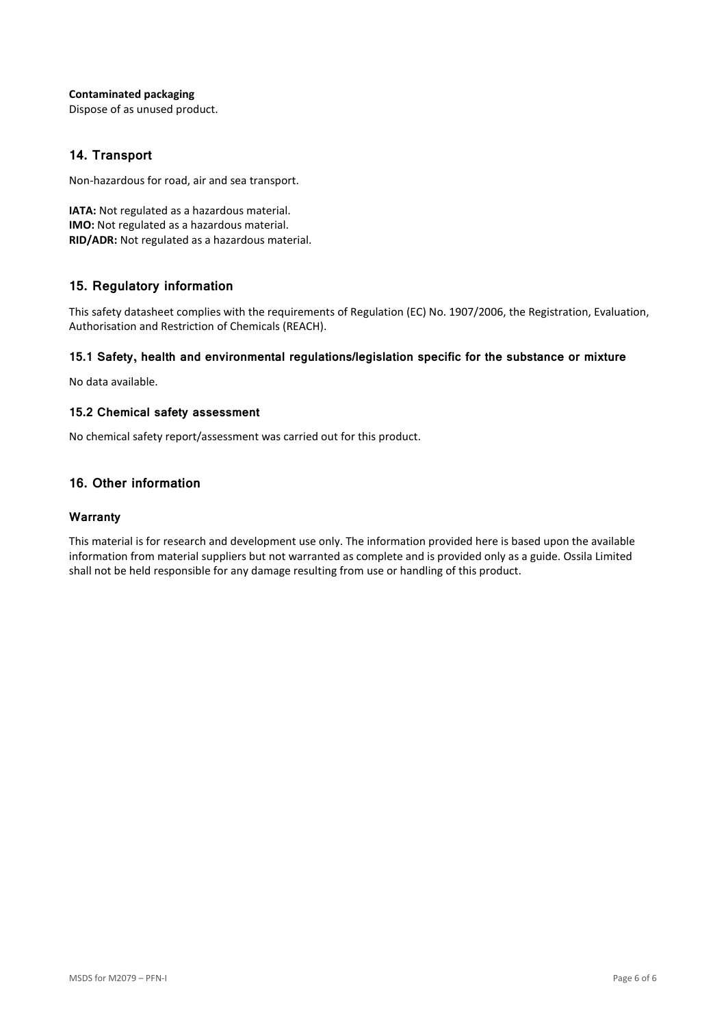**Contaminated packaging**

Dispose of as unused product.

## 14. Transport

Non-hazardous for road, air and sea transport.

**IATA:** Not regulated as a hazardous material.
**IMO:** Not regulated as a hazardous material.
**RID/ADR:** Not regulated as a hazardous material.

## 15. Regulatory information

This safety datasheet complies with the requirements of Regulation (EC) No. 1907/2006, the Registration, Evaluation, Authorisation and Restriction of Chemicals (REACH).

### 15.1 Safety, health and environmental regulations/legislation specific for the substance or mixture

No data available.

### 15.2 Chemical safety assessment

No chemical safety report/assessment was carried out for this product.

## 16. Other information

### Warranty

This material is for research and development use only. The information provided here is based upon the available information from material suppliers but not warranted as complete and is provided only as a guide. Ossila Limited shall not be held responsible for any damage resulting from use or handling of this product.